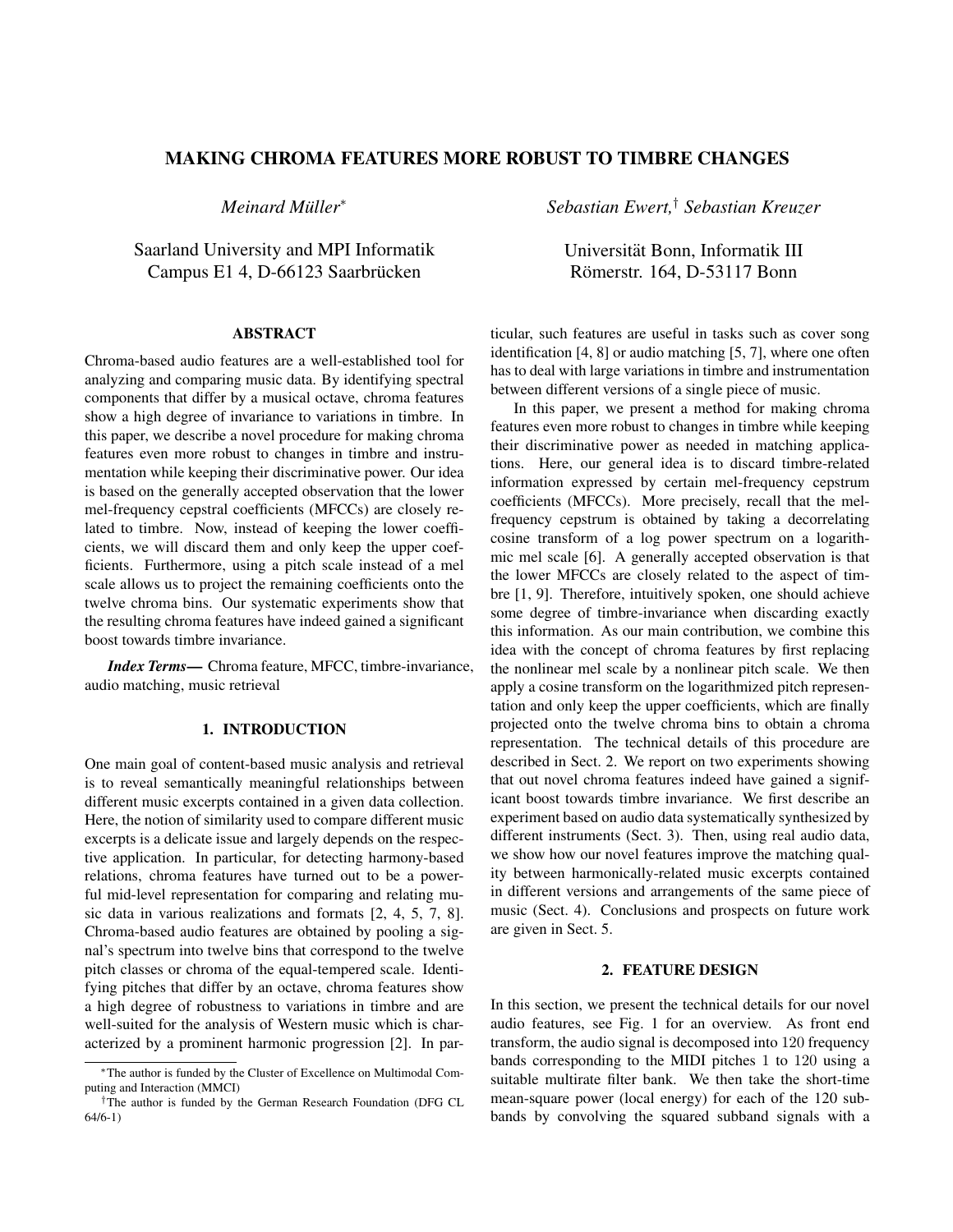# MAKING CHROMA FEATURES MORE ROBUST TO TIMBRE CHANGES

*Meinard Müller*[*]

Saarland University and MPI Informatik
Campus E1 4, D-66123 Saarbrücken

*Sebastian Ewert,*[†] *Sebastian Kreuzer*

Universität Bonn, Informatik III
Römerstr. 164, D-53117 Bonn

## ABSTRACT

Chroma-based audio features are a well-established tool for analyzing and comparing music data. By identifying spectral components that differ by a musical octave, chroma features show a high degree of invariance to variations in timbre. In this paper, we describe a novel procedure for making chroma features even more robust to changes in timbre and instrumentation while keeping their discriminative power. Our idea is based on the generally accepted observation that the lower mel-frequency cepstral coefficients (MFCCs) are closely related to timbre. Now, instead of keeping the lower coefficients, we will discard them and only keep the upper coefficients. Furthermore, using a pitch scale instead of a mel scale allows us to project the remaining coefficients onto the twelve chroma bins. Our systematic experiments show that the resulting chroma features have indeed gained a significant boost towards timbre invariance.

***Index Terms*—** Chroma feature, MFCC, timbre-invariance, audio matching, music retrieval

## 1. INTRODUCTION

One main goal of content-based music analysis and retrieval is to reveal semantically meaningful relationships between different music excerpts contained in a given data collection. Here, the notion of similarity used to compare different music excerpts is a delicate issue and largely depends on the respective application. In particular, for detecting harmony-based relations, chroma features have turned out to be a powerful mid-level representation for comparing and relating music data in various realizations and formats [2, 4, 5, 7, 8]. Chroma-based audio features are obtained by pooling a signal's spectrum into twelve bins that correspond to the twelve pitch classes or chroma of the equal-tempered scale. Identifying pitches that differ by an octave, chroma features show a high degree of robustness to variations in timbre and are well-suited for the analysis of Western music which is characterized by a prominent harmonic progression [2]. In particular, such features are useful in tasks such as cover song identification [4, 8] or audio matching [5, 7], where one often has to deal with large variations in timbre and instrumentation between different versions of a single piece of music.

In this paper, we present a method for making chroma features even more robust to changes in timbre while keeping their discriminative power as needed in matching applications. Here, our general idea is to discard timbre-related information expressed by certain mel-frequency cepstrum coefficients (MFCCs). More precisely, recall that the mel-frequency cepstrum is obtained by taking a decorrelating cosine transform of a log power spectrum on a logarithmic mel scale [6]. A generally accepted observation is that the lower MFCCs are closely related to the aspect of timbre [1, 9]. Therefore, intuitively spoken, one should achieve some degree of timbre-invariance when discarding exactly this information. As our main contribution, we combine this idea with the concept of chroma features by first replacing the nonlinear mel scale by a nonlinear pitch scale. We then apply a cosine transform on the logarithmized pitch representation and only keep the upper coefficients, which are finally projected onto the twelve chroma bins to obtain a chroma representation. The technical details of this procedure are described in Sect. 2. We report on two experiments showing that out novel chroma features indeed have gained a significant boost towards timbre invariance. We first describe an experiment based on audio data systematically synthesized by different instruments (Sect. 3). Then, using real audio data, we show how our novel features improve the matching quality between harmonically-related music excerpts contained in different versions and arrangements of the same piece of music (Sect. 4). Conclusions and prospects on future work are given in Sect. 5.

## 2. FEATURE DESIGN

In this section, we present the technical details for our novel audio features, see Fig. 1 for an overview. As front end transform, the audio signal is decomposed into 120 frequency bands corresponding to the MIDI pitches 1 to 120 using a suitable multirate filter bank. We then take the short-time mean-square power (local energy) for each of the 120 subbands by convolving the squared subband signals with a

---

[*] The author is funded by the Cluster of Excellence on Multimodal Computing and Interaction (MMCI)

[†] The author is funded by the German Research Foundation (DFG CL 64/6-1)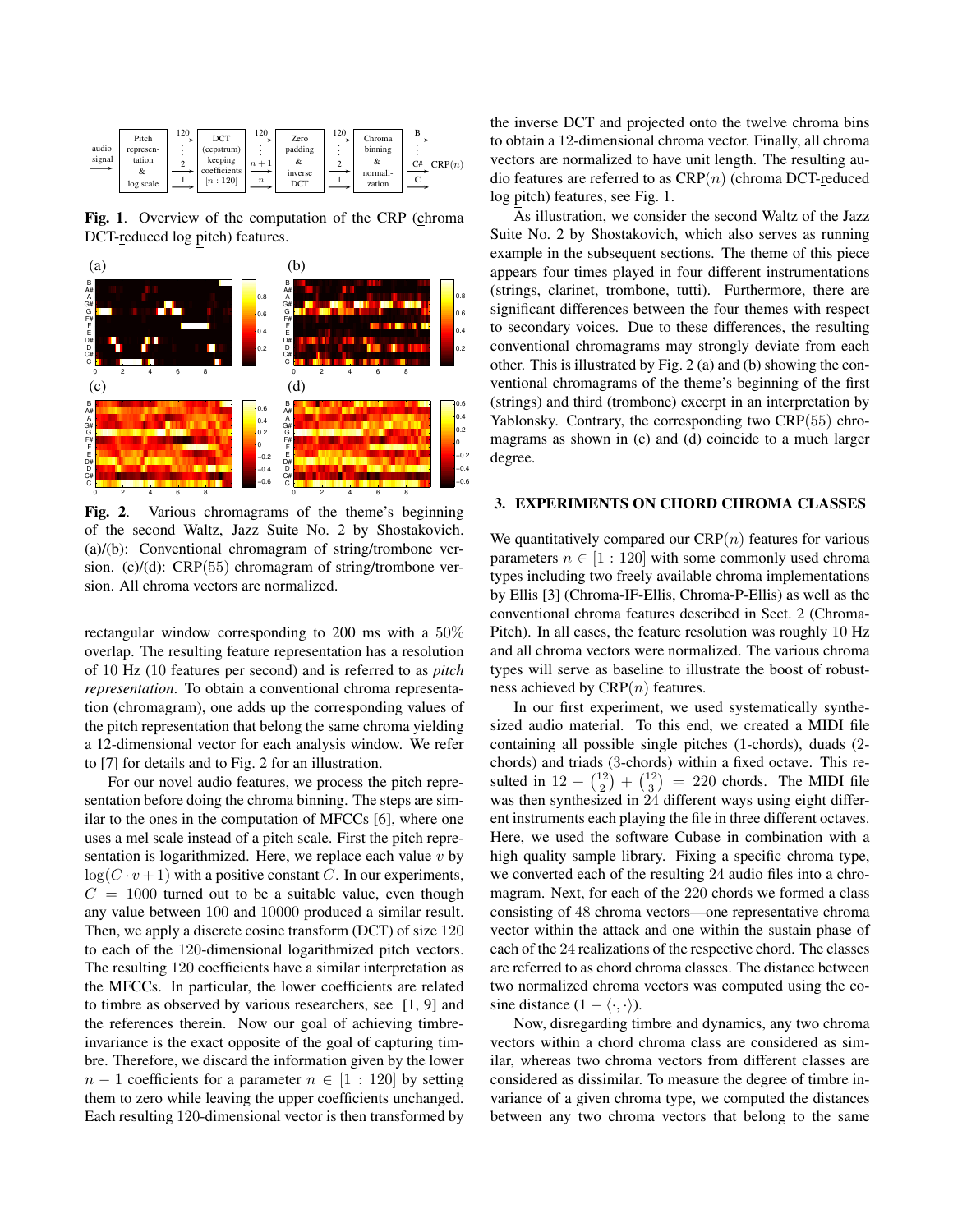**Fig. 1**. Overview of the computation of the CRP (chroma DCT-reduced log pitch) features.

**Fig. 2**. Various chromagrams of the theme's beginning of the second Waltz, Jazz Suite No. 2 by Shostakovich. (a)/(b): Conventional chromagram of string/trombone version. (c)/(d): CRP(55) chromagram of string/trombone version. All chroma vectors are normalized.

rectangular window corresponding to 200 ms with a 50% overlap. The resulting feature representation has a resolution of 10 Hz (10 features per second) and is referred to as *pitch representation*. To obtain a conventional chroma representation (chromagram), one adds up the corresponding values of the pitch representation that belong the same chroma yielding a 12-dimensional vector for each analysis window. We refer to [7] for details and to Fig. 2 for an illustration.

For our novel audio features, we process the pitch representation before doing the chroma binning. The steps are similar to the ones in the computation of MFCCs [6], where one uses a mel scale instead of a pitch scale. First the pitch representation is logarithmized. Here, we replace each value $v$ by $\log(C \cdot v + 1)$ with a positive constant $C$. In our experiments, $C = 1000$ turned out to be a suitable value, even though any value between 100 and 10000 produced a similar result. Then, we apply a discrete cosine transform (DCT) of size 120 to each of the 120-dimensional logarithmized pitch vectors. The resulting 120 coefficients have a similar interpretation as the MFCCs. In particular, the lower coefficients are related to timbre as observed by various researchers, see [1, 9] and the references therein. Now our goal of achieving timbre-invariance is the exact opposite of the goal of capturing timbre. Therefore, we discard the information given by the lower $n-1$ coefficients for a parameter $n \in [1:120]$ by setting them to zero while leaving the upper coefficients unchanged. Each resulting 120-dimensional vector is then transformed by the inverse DCT and projected onto the twelve chroma bins to obtain a 12-dimensional chroma vector. Finally, all chroma vectors are normalized to have unit length. The resulting audio features are referred to as CRP($n$) (chroma DCT-reduced log pitch) features, see Fig. 1.

As illustration, we consider the second Waltz of the Jazz Suite No. 2 by Shostakovich, which also serves as running example in the subsequent sections. The theme of this piece appears four times played in four different instrumentations (strings, clarinet, trombone, tutti). Furthermore, there are significant differences between the four themes with respect to secondary voices. Due to these differences, the resulting conventional chromagrams may strongly deviate from each other. This is illustrated by Fig. 2 (a) and (b) showing the conventional chromagrams of the theme's beginning of the first (strings) and third (trombone) excerpt in an interpretation by Yablonsky. Contrary, the corresponding two CRP(55) chromagrams as shown in (c) and (d) coincide to a much larger degree.

## 3. EXPERIMENTS ON CHORD CHROMA CLASSES

We quantitatively compared our CRP($n$) features for various parameters $n \in [1:120]$ with some commonly used chroma types including two freely available chroma implementations by Ellis [3] (Chroma-IF-Ellis, Chroma-P-Ellis) as well as the conventional chroma features described in Sect. 2 (Chroma-Pitch). In all cases, the feature resolution was roughly 10 Hz and all chroma vectors were normalized. The various chroma types will serve as baseline to illustrate the boost of robustness achieved by CRP($n$) features.

In our first experiment, we used systematically synthesized audio material. To this end, we created a MIDI file containing all possible single pitches (1-chords), duads (2-chords) and triads (3-chords) within a fixed octave. This resulted in $12 + \binom{12}{2} + \binom{12}{3} = 220$ chords. The MIDI file was then synthesized in 24 different ways using eight different instruments each playing the file in three different octaves. Here, we used the software Cubase in combination with a high quality sample library. Fixing a specific chroma type, we converted each of the resulting 24 audio files into a chromagram. Next, for each of the 220 chords we formed a class consisting of 48 chroma vectors—one representative chroma vector within the attack and one within the sustain phase of each of the 24 realizations of the respective chord. The classes are referred to as chord chroma classes. The distance between two normalized chroma vectors was computed using the cosine distance $(1 - \langle \cdot, \cdot \rangle)$.

Now, disregarding timbre and dynamics, any two chroma vectors within a chord chroma class are considered as similar, whereas two chroma vectors from different classes are considered as dissimilar. To measure the degree of timbre invariance of a given chroma type, we computed the distances between any two chroma vectors that belong to the same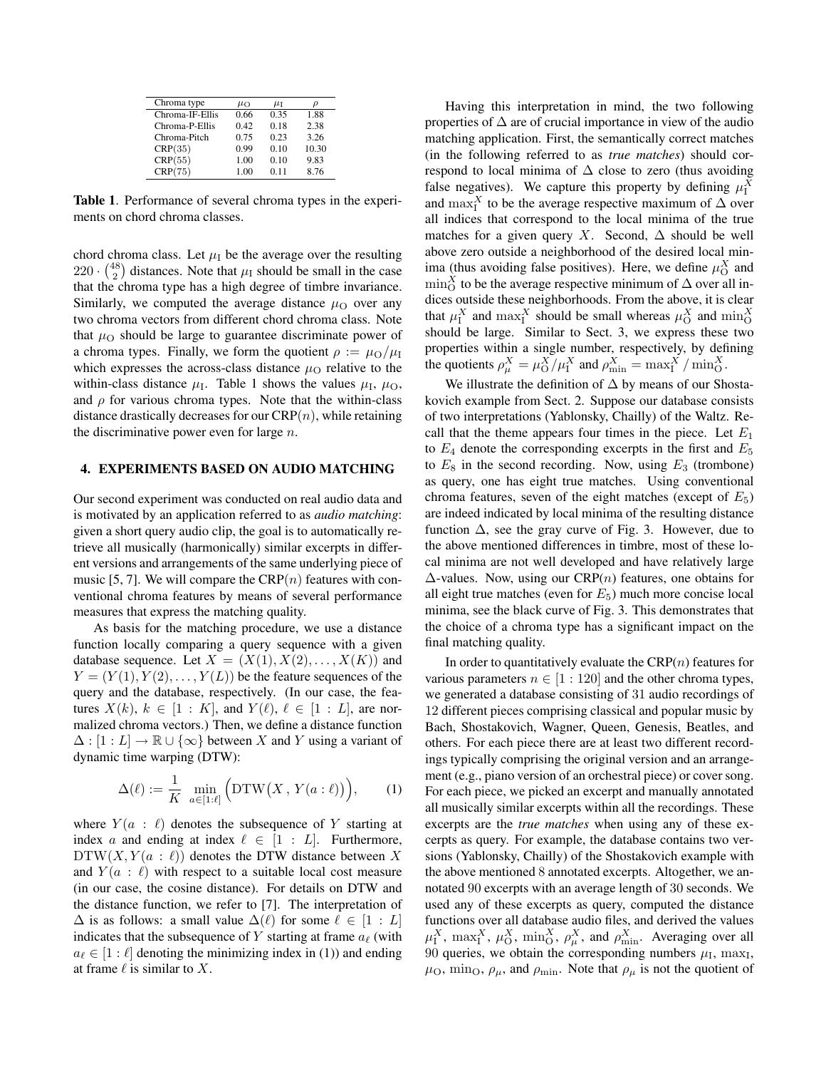| Chroma type | $\mu_{\mathrm{O}}$ | $\mu_{\mathrm{I}}$ | $\rho$ |
|---|---|---|---|
| Chroma-IF-Ellis | 0.66 | 0.35 | 1.88 |
| Chroma-P-Ellis | 0.42 | 0.18 | 2.38 |
| Chroma-Pitch | 0.75 | 0.23 | 3.26 |
| CRP(35) | 0.99 | 0.10 | 10.30 |
| CRP(55) | 1.00 | 0.10 | 9.83 |
| CRP(75) | 1.00 | 0.11 | 8.76 |

**Table 1**. Performance of several chroma types in the experiments on chord chroma classes.

chord chroma class. Let $\mu_{\mathrm{I}}$ be the average over the resulting $220 \cdot \binom{48}{2}$ distances. Note that $\mu_{\mathrm{I}}$ should be small in the case that the chroma type has a high degree of timbre invariance. Similarly, we computed the average distance $\mu_{\mathrm{O}}$ over any two chroma vectors from different chord chroma class. Note that $\mu_{\mathrm{O}}$ should be large to guarantee discriminate power of a chroma types. Finally, we form the quotient $\rho := \mu_{\mathrm{O}}/\mu_{\mathrm{I}}$ which expresses the across-class distance $\mu_{\mathrm{O}}$ relative to the within-class distance $\mu_{\mathrm{I}}$. Table 1 shows the values $\mu_{\mathrm{I}}$, $\mu_{\mathrm{O}}$, and $\rho$ for various chroma types. Note that the within-class distance drastically decreases for our CRP($n$), while retaining the discriminative power even for large $n$.

## 4. EXPERIMENTS BASED ON AUDIO MATCHING

Our second experiment was conducted on real audio data and is motivated by an application referred to as *audio matching*: given a short query audio clip, the goal is to automatically retrieve all musically (harmonically) similar excerpts in different versions and arrangements of the same underlying piece of music [5, 7]. We will compare the CRP($n$) features with conventional chroma features by means of several performance measures that express the matching quality.

As basis for the matching procedure, we use a distance function locally comparing a query sequence with a given database sequence. Let $X = (X(1), X(2), \ldots, X(K))$ and $Y = (Y(1), Y(2), \ldots, Y(L))$ be the feature sequences of the query and the database, respectively. (In our case, the features $X(k)$, $k \in [1:K]$, and $Y(\ell)$, $\ell \in [1:L]$, are normalized chroma vectors.) Then, we define a distance function $\Delta : [1:L] \to \mathbb{R} \cup \{\infty\}$ between $X$ and $Y$ using a variant of dynamic time warping (DTW):

$$\Delta(\ell) := \frac{1}{K} \min_{a \in [1:\ell]} \Big( \mathrm{DTW}\big(X\,,\, Y(a:\ell)\big)\Big), \qquad (1)$$

where $Y(a:\ell)$ denotes the subsequence of $Y$ starting at index $a$ and ending at index $\ell \in [1:L]$. Furthermore, $\mathrm{DTW}(X, Y(a:\ell))$ denotes the DTW distance between $X$ and $Y(a:\ell)$ with respect to a suitable local cost measure (in our case, the cosine distance). For details on DTW and the distance function, we refer to [7]. The interpretation of $\Delta$ is as follows: a small value $\Delta(\ell)$ for some $\ell \in [1:L]$ indicates that the subsequence of $Y$ starting at frame $a_\ell$ (with $a_\ell \in [1:\ell]$ denoting the minimizing index in (1)) and ending at frame $\ell$ is similar to $X$.

Having this interpretation in mind, the two following properties of $\Delta$ are of crucial importance in view of the audio matching application. First, the semantically correct matches (in the following referred to as *true matches*) should correspond to local minima of $\Delta$ close to zero (thus avoiding false negatives). We capture this property by defining $\mu_{\mathrm{I}}^X$ and $\max_{\mathrm{I}}^X$ to be the average respective maximum of $\Delta$ over all indices that correspond to the local minima of the true matches for a given query $X$. Second, $\Delta$ should be well above zero outside a neighborhood of the desired local minima (thus avoiding false positives). Here, we define $\mu_{\mathrm{O}}^X$ and $\min_{\mathrm{O}}^X$ to be the average respective minimum of $\Delta$ over all indices outside these neighborhoods. From the above, it is clear that $\mu_{\mathrm{I}}^X$ and $\max_{\mathrm{I}}^X$ should be small whereas $\mu_{\mathrm{O}}^X$ and $\min_{\mathrm{O}}^X$ should be large. Similar to Sect. 3, we express these two properties within a single number, respectively, by defining the quotients $\rho_\mu^X = \mu_{\mathrm{O}}^X/\mu_{\mathrm{I}}^X$ and $\rho_{\min}^X = \max_{\mathrm{I}}^X / \min_{\mathrm{O}}^X$.

We illustrate the definition of $\Delta$ by means of our Shostakovich example from Sect. 2. Suppose our database consists of two interpretations (Yablonsky, Chailly) of the Waltz. Recall that the theme appears four times in the piece. Let $E_1$ to $E_4$ denote the corresponding excerpts in the first and $E_5$ to $E_8$ in the second recording. Now, using $E_3$ (trombone) as query, one has eight true matches. Using conventional chroma features, seven of the eight matches (except of $E_5$) are indeed indicated by local minima of the resulting distance function $\Delta$, see the gray curve of Fig. 3. However, due to the above mentioned differences in timbre, most of these local minima are not well developed and have relatively large $\Delta$-values. Now, using our CRP($n$) features, one obtains for all eight true matches (even for $E_5$) much more concise local minima, see the black curve of Fig. 3. This demonstrates that the choice of a chroma type has a significant impact on the final matching quality.

In order to quantitatively evaluate the CRP($n$) features for various parameters $n \in [1:120]$ and the other chroma types, we generated a database consisting of 31 audio recordings of 12 different pieces comprising classical and popular music by Bach, Shostakovich, Wagner, Queen, Genesis, Beatles, and others. For each piece there are at least two different recordings typically comprising the original version and an arrangement (e.g., piano version of an orchestral piece) or cover song. For each piece, we picked an excerpt and manually annotated all musically similar excerpts within all the recordings. These excerpts are the *true matches* when using any of these excerpts as query. For example, the database contains two versions (Yablonsky, Chailly) of the Shostakovich example with the above mentioned 8 annotated excerpts. Altogether, we annotated 90 excerpts with an average length of 30 seconds. We used any of these excerpts as query, computed the distance functions over all database audio files, and derived the values $\mu_{\mathrm{I}}^X$, $\max_{\mathrm{I}}^X$, $\mu_{\mathrm{O}}^X$, $\min_{\mathrm{O}}^X$, $\rho_\mu^X$, and $\rho_{\min}^X$. Averaging over all 90 queries, we obtain the corresponding numbers $\mu_{\mathrm{I}}$, $\max_{\mathrm{I}}$, $\mu_{\mathrm{O}}$, $\min_{\mathrm{O}}$, $\rho_\mu$, and $\rho_{\min}$. Note that $\rho_\mu$ is not the quotient of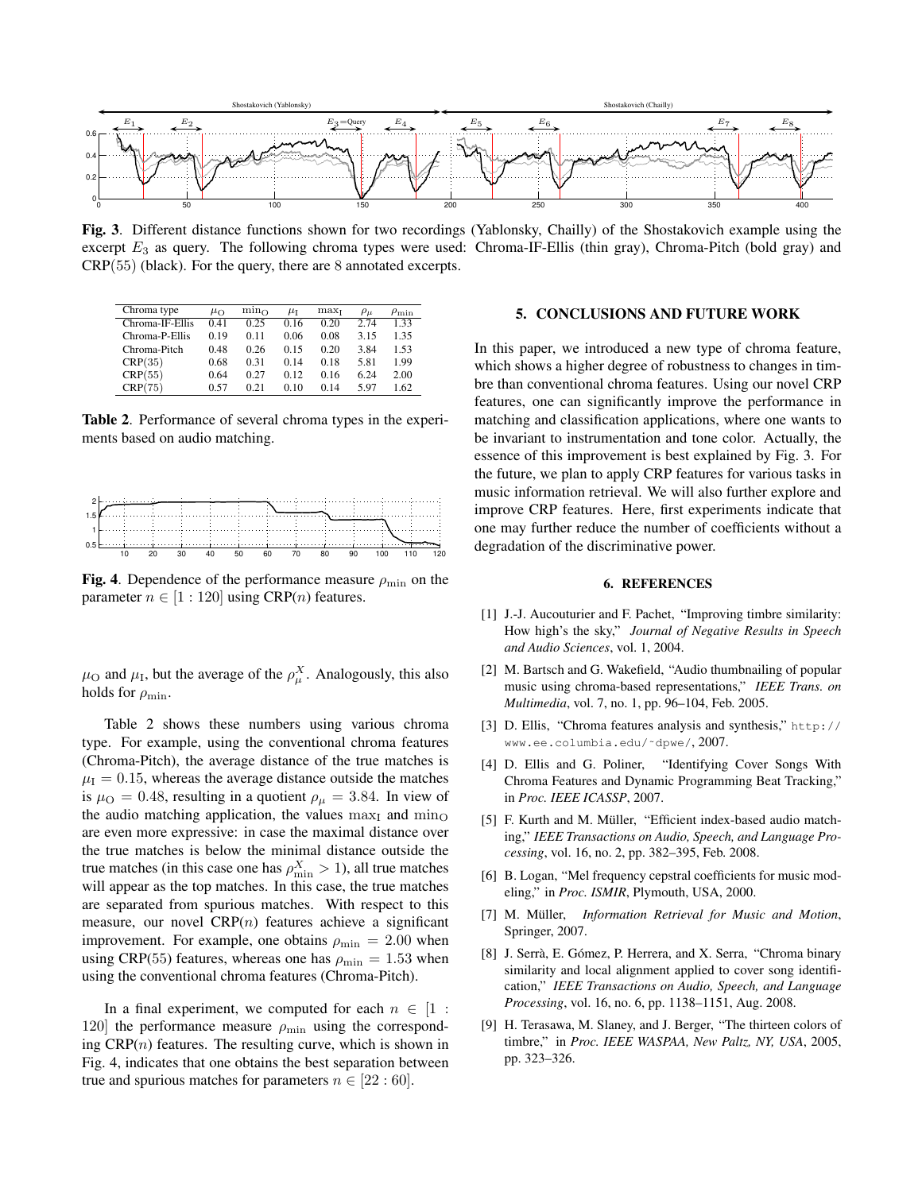Shostakovich (Yablonsky)

Shostakovich (Chailly)

$E_1$ $E_2$ $E_3$=Query $E_4$ $E_5$ $E_6$ $E_7$ $E_8$

0.6
0.4
0.2
0

0 50 100 150 200 250 300 350 400

**Fig. 3**. Different distance functions shown for two recordings (Yablonsky, Chailly) of the Shostakovich example using the excerpt $E_3$ as query. The following chroma types were used: Chroma-IF-Ellis (thin gray), Chroma-Pitch (bold gray) and CRP(55) (black). For the query, there are 8 annotated excerpts.

| Chroma type | $\mu_\text{O}$ | $\min_\text{O}$ | $\mu_\text{I}$ | $\max_\text{I}$ | $\rho_\mu$ | $\rho_{\min}$ |
|---|---|---|---|---|---|---|
| Chroma-IF-Ellis | 0.41 | 0.25 | 0.16 | 0.20 | 2.74 | 1.33 |
| Chroma-P-Ellis | 0.19 | 0.11 | 0.06 | 0.08 | 3.15 | 1.35 |
| Chroma-Pitch | 0.48 | 0.26 | 0.15 | 0.20 | 3.84 | 1.53 |
| CRP(35) | 0.68 | 0.31 | 0.14 | 0.18 | 5.81 | 1.99 |
| CRP(55) | 0.64 | 0.27 | 0.12 | 0.16 | 6.24 | 2.00 |
| CRP(75) | 0.57 | 0.21 | 0.10 | 0.14 | 5.97 | 1.62 |

**Table 2**. Performance of several chroma types in the experiments based on audio matching.

2
1.5
1
0.5

10 20 30 40 50 60 70 80 90 100 110 120

**Fig. 4**. Dependence of the performance measure $\rho_{\min}$ on the parameter $n \in [1 : 120]$ using CRP($n$) features.

$\mu_\text{O}$ and $\mu_\text{I}$, but the average of the $\rho_\mu^X$. Analogously, this also holds for $\rho_{\min}$.

Table 2 shows these numbers using various chroma type. For example, using the conventional chroma features (Chroma-Pitch), the average distance of the true matches is $\mu_\text{I} = 0.15$, whereas the average distance outside the matches is $\mu_\text{O} = 0.48$, resulting in a quotient $\rho_\mu = 3.84$. In view of the audio matching application, the values $\max_\text{I}$ and $\min_\text{O}$ are even more expressive: in case the maximal distance over the true matches is below the minimal distance outside the true matches (in this case one has $\rho_{\min}^X > 1$), all true matches will appear as the top matches. In this case, the true matches are separated from spurious matches. With respect to this measure, our novel CRP($n$) features achieve a significant improvement. For example, one obtains $\rho_{\min} = 2.00$ when using CRP(55) features, whereas one has $\rho_{\min} = 1.53$ when using the conventional chroma features (Chroma-Pitch).

In a final experiment, we computed for each $n \in [1 : 120]$ the performance measure $\rho_{\min}$ using the corresponding CRP($n$) features. The resulting curve, which is shown in Fig. 4, indicates that one obtains the best separation between true and spurious matches for parameters $n \in [22 : 60]$.

## 5. CONCLUSIONS AND FUTURE WORK

In this paper, we introduced a new type of chroma feature, which shows a higher degree of robustness to changes in timbre than conventional chroma features. Using our novel CRP features, one can significantly improve the performance in matching and classification applications, where one wants to be invariant to instrumentation and tone color. Actually, the essence of this improvement is best explained by Fig. 3. For the future, we plan to apply CRP features for various tasks in music information retrieval. We will also further explore and improve CRP features. Here, first experiments indicate that one may further reduce the number of coefficients without a degradation of the discriminative power.

## 6. REFERENCES

[1] J.-J. Aucouturier and F. Pachet, "Improving timbre similarity: How high's the sky," *Journal of Negative Results in Speech and Audio Sciences*, vol. 1, 2004.

[2] M. Bartsch and G. Wakefield, "Audio thumbnailing of popular music using chroma-based representations," *IEEE Trans. on Multimedia*, vol. 7, no. 1, pp. 96–104, Feb. 2005.

[3] D. Ellis, "Chroma features analysis and synthesis," http://www.ee.columbia.edu/~dpwe/, 2007.

[4] D. Ellis and G. Poliner, "Identifying Cover Songs With Chroma Features and Dynamic Programming Beat Tracking," in *Proc. IEEE ICASSP*, 2007.

[5] F. Kurth and M. Müller, "Efficient index-based audio matching," *IEEE Transactions on Audio, Speech, and Language Processing*, vol. 16, no. 2, pp. 382–395, Feb. 2008.

[6] B. Logan, "Mel frequency cepstral coefficients for music modeling," in *Proc. ISMIR*, Plymouth, USA, 2000.

[7] M. Müller, *Information Retrieval for Music and Motion*, Springer, 2007.

[8] J. Serrà, E. Gómez, P. Herrera, and X. Serra, "Chroma binary similarity and local alignment applied to cover song identification," *IEEE Transactions on Audio, Speech, and Language Processing*, vol. 16, no. 6, pp. 1138–1151, Aug. 2008.

[9] H. Terasawa, M. Slaney, and J. Berger, "The thirteen colors of timbre," in *Proc. IEEE WASPAA, New Paltz, NY, USA*, 2005, pp. 323–326.